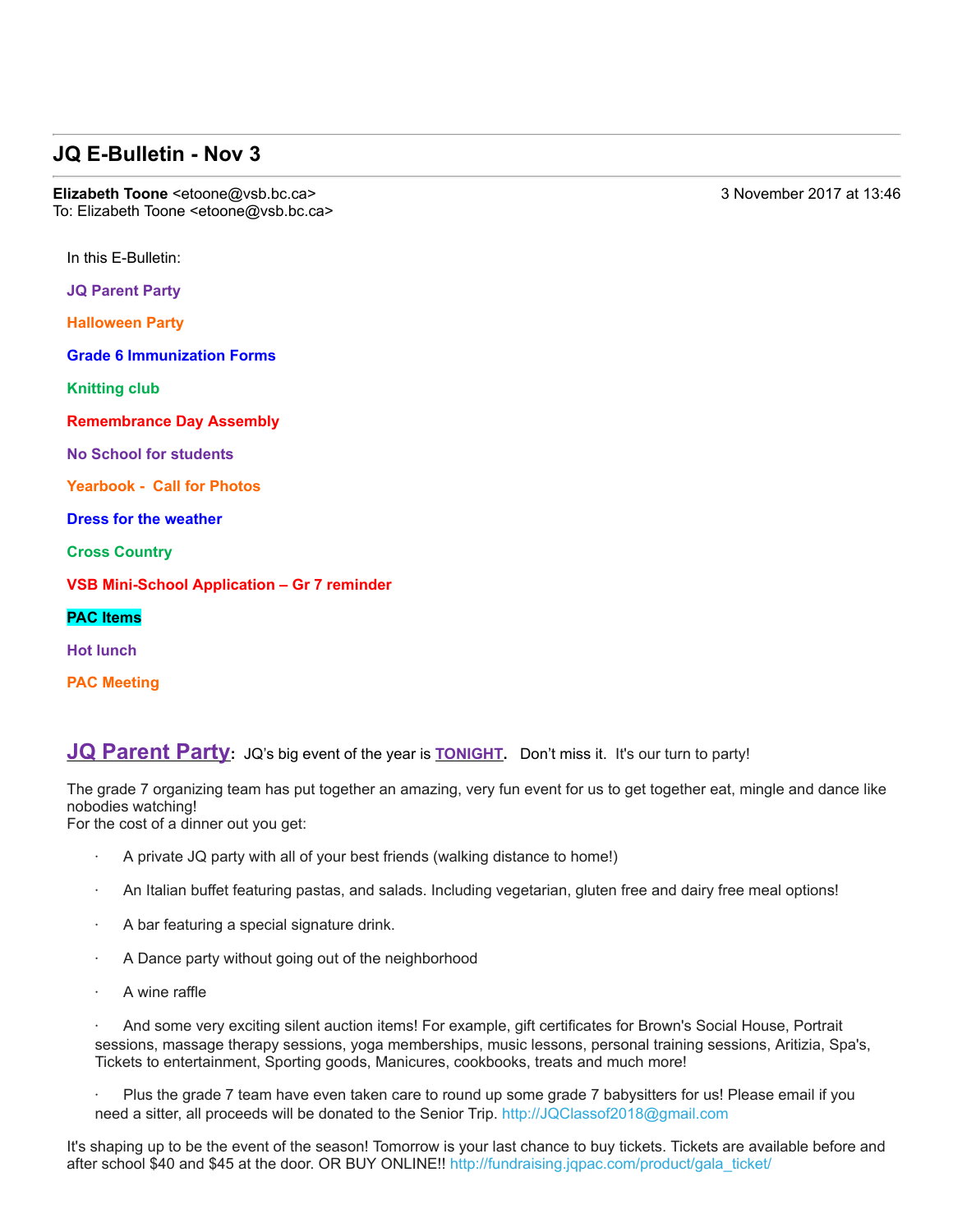## JQ E-Bulletin - Nov 3

**Elizabeth Toone** <etoone@vsb.bc.ca> — 3 November 2017 at 13:46
To: Elizabeth Toone <etoone@vsb.bc.ca>

In this E-Bulletin:

**JQ Parent Party**

**Halloween Party**

**Grade 6 Immunization Forms**

**Knitting club**

**Remembrance Day Assembly**

**No School for students**

**Yearbook - Call for Photos**

**Dress for the weather**

**Cross Country**

**VSB Mini-School Application – Gr 7 reminder**

**PAC Items**

**Hot lunch**

**PAC Meeting**

**JQ Parent Party:** JQ's big event of the year is **TONIGHT**. Don't miss it. It's our turn to party!

The grade 7 organizing team has put together an amazing, very fun event for us to get together eat, mingle and dance like nobodies watching!
For the cost of a dinner out you get:

- A private JQ party with all of your best friends (walking distance to home!)
- An Italian buffet featuring pastas, and salads. Including vegetarian, gluten free and dairy free meal options!
- A bar featuring a special signature drink.
- A Dance party without going out of the neighborhood
- A wine raffle
- And some very exciting silent auction items! For example, gift certificates for Brown's Social House, Portrait sessions, massage therapy sessions, yoga memberships, music lessons, personal training sessions, Aritizia, Spa's, Tickets to entertainment, Sporting goods, Manicures, cookbooks, treats and much more!
- Plus the grade 7 team have even taken care to round up some grade 7 babysitters for us! Please email if you need a sitter, all proceeds will be donated to the Senior Trip. http://JQClassof2018@gmail.com

It's shaping up to be the event of the season! Tomorrow is your last chance to buy tickets. Tickets are available before and after school $40 and $45 at the door. OR BUY ONLINE!! http://fundraising.jqpac.com/product/gala_ticket/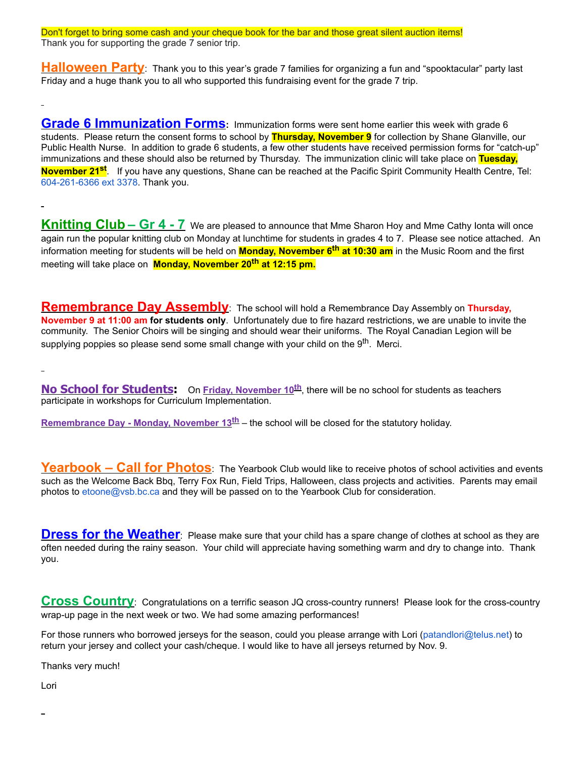Don't forget to bring some cash and your cheque book for the bar and those great silent auction items!
Thank you for supporting the grade 7 senior trip.

**Halloween Party**: Thank you to this year's grade 7 families for organizing a fun and "spooktacular" party last Friday and a huge thank you to all who supported this fundraising event for the grade 7 trip.

**Grade 6 Immunization Forms:** Immunization forms were sent home earlier this week with grade 6 students. Please return the consent forms to school by **Thursday, November 9** for collection by Shane Glanville, our Public Health Nurse. In addition to grade 6 students, a few other students have received permission forms for "catch-up" immunizations and these should also be returned by Thursday. The immunization clinic will take place on **Tuesday, November 21st**. If you have any questions, Shane can be reached at the Pacific Spirit Community Health Centre, Tel: 604-261-6366 ext 3378. Thank you.

**Knitting Club – Gr 4 - 7** We are pleased to announce that Mme Sharon Hoy and Mme Cathy Ionta will once again run the popular knitting club on Monday at lunchtime for students in grades 4 to 7. Please see notice attached. An information meeting for students will be held on **Monday, November 6th at 10:30 am** in the Music Room and the first meeting will take place on **Monday, November 20th at 12:15 pm.**

**Remembrance Day Assembly**: The school will hold a Remembrance Day Assembly on **Thursday, November 9 at 11:00 am for students only**. Unfortunately due to fire hazard restrictions, we are unable to invite the community. The Senior Choirs will be singing and should wear their uniforms. The Royal Canadian Legion will be supplying poppies so please send some small change with your child on the 9th. Merci.

**No School for Students:** On **Friday, November 10th**, there will be no school for students as teachers participate in workshops for Curriculum Implementation.

**Remembrance Day - Monday, November 13th** – the school will be closed for the statutory holiday.

**Yearbook – Call for Photos**: The Yearbook Club would like to receive photos of school activities and events such as the Welcome Back Bbq, Terry Fox Run, Field Trips, Halloween, class projects and activities. Parents may email photos to etoone@vsb.bc.ca and they will be passed on to the Yearbook Club for consideration.

**Dress for the Weather**: Please make sure that your child has a spare change of clothes at school as they are often needed during the rainy season. Your child will appreciate having something warm and dry to change into. Thank you.

**Cross Country**: Congratulations on a terrific season JQ cross-country runners! Please look for the cross-country wrap-up page in the next week or two. We had some amazing performances!

For those runners who borrowed jerseys for the season, could you please arrange with Lori (patandlori@telus.net) to return your jersey and collect your cash/cheque. I would like to have all jerseys returned by Nov. 9.

Thanks very much!

Lori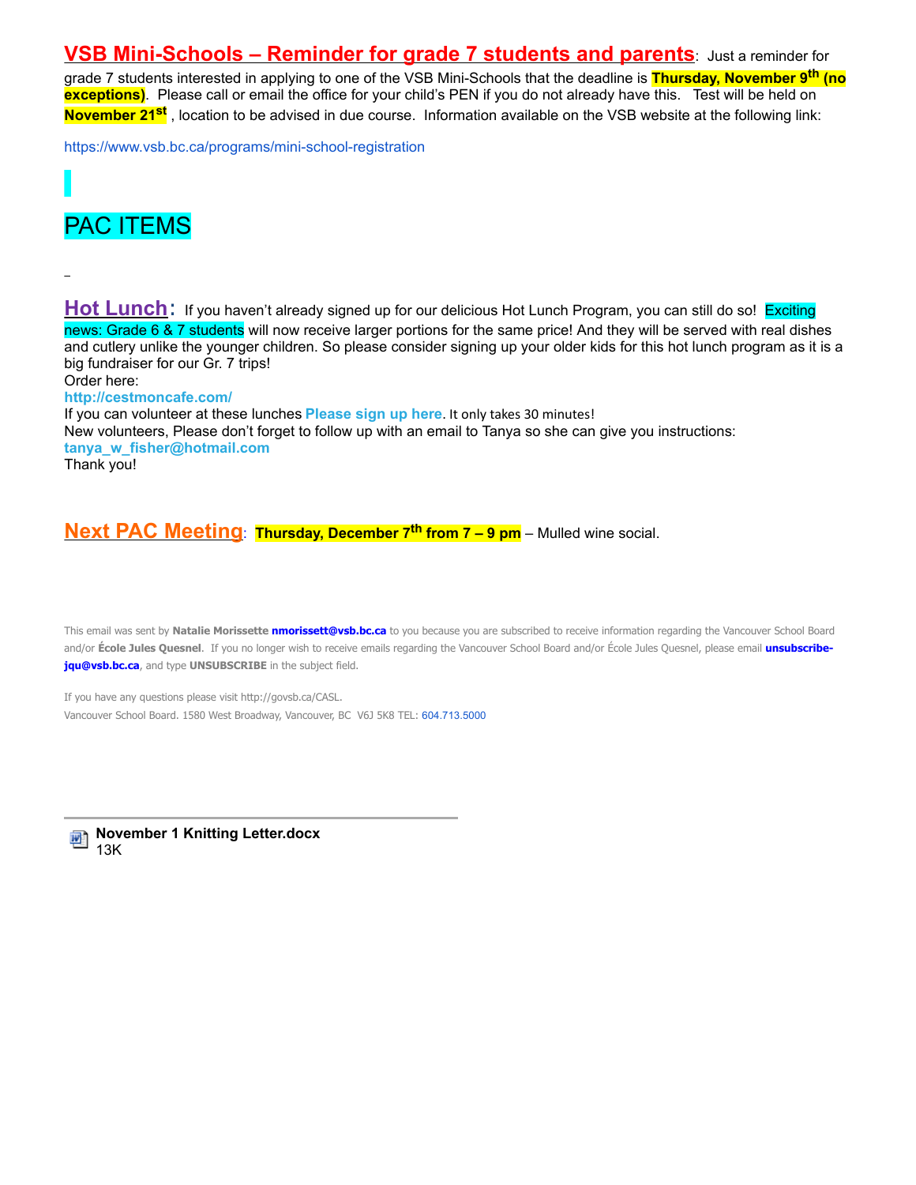**VSB Mini-Schools – Reminder for grade 7 students and parents**: Just a reminder for grade 7 students interested in applying to one of the VSB Mini-Schools that the deadline is **Thursday, November 9th (no exceptions)**. Please call or email the office for your child's PEN if you do not already have this. Test will be held on **November 21st**, location to be advised in due course. Information available on the VSB website at the following link:

https://www.vsb.bc.ca/programs/mini-school-registration

# PAC ITEMS

**Hot Lunch**: If you haven't already signed up for our delicious Hot Lunch Program, you can still do so! Exciting news: Grade 6 & 7 students will now receive larger portions for the same price! And they will be served with real dishes and cutlery unlike the younger children. So please consider signing up your older kids for this hot lunch program as it is a big fundraiser for our Gr. 7 trips!
Order here:
**http://cestmoncafe.com/**
If you can volunteer at these lunches **Please sign up here**. It only takes 30 minutes!
New volunteers, Please don't forget to follow up with an email to Tanya so she can give you instructions:
**tanya_w_fisher@hotmail.com**
Thank you!

**Next PAC Meeting**: **Thursday, December 7th from 7 – 9 pm** – Mulled wine social.

This email was sent by **Natalie Morissette** **nmorissett@vsb.bc.ca** to you because you are subscribed to receive information regarding the Vancouver School Board and/or **École Jules Quesnel**. If you no longer wish to receive emails regarding the Vancouver School Board and/or École Jules Quesnel, please email **unsubscribe-jqu@vsb.bc.ca**, and type **UNSUBSCRIBE** in the subject field.

If you have any questions please visit http://govsb.ca/CASL.
Vancouver School Board. 1580 West Broadway, Vancouver, BC V6J 5K8 TEL: 604.713.5000

---

**November 1 Knitting Letter.docx**
13K